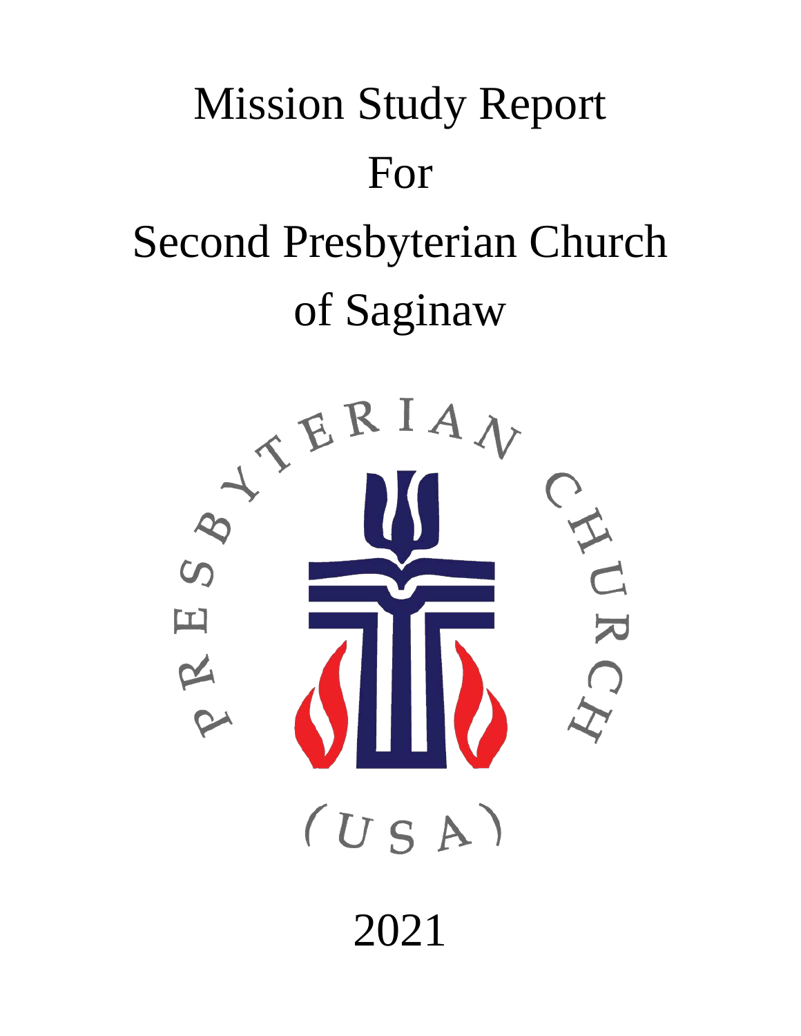# Mission Study Report

# For

# Second Presbyterian Church

# of Saginaw

2021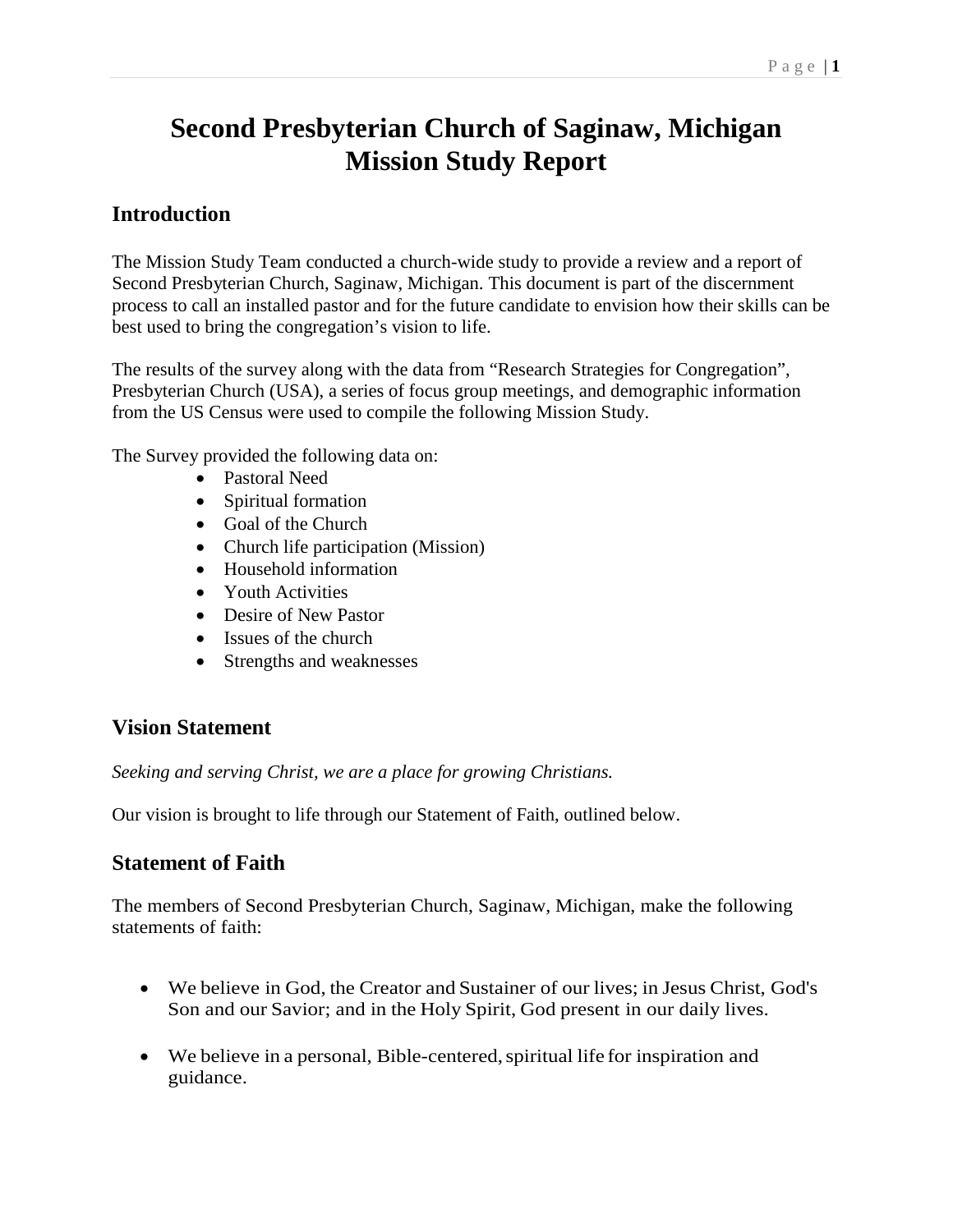# Second Presbyterian Church of Saginaw, Michigan
# Mission Study Report

## Introduction

The Mission Study Team conducted a church-wide study to provide a review and a report of Second Presbyterian Church, Saginaw, Michigan. This document is part of the discernment process to call an installed pastor and for the future candidate to envision how their skills can be best used to bring the congregation's vision to life.

The results of the survey along with the data from "Research Strategies for Congregation", Presbyterian Church (USA), a series of focus group meetings, and demographic information from the US Census were used to compile the following Mission Study.

The Survey provided the following data on:

- Pastoral Need
- Spiritual formation
- Goal of the Church
- Church life participation (Mission)
- Household information
- Youth Activities
- Desire of New Pastor
- Issues of the church
- Strengths and weaknesses

## Vision Statement

*Seeking and serving Christ, we are a place for growing Christians.*

Our vision is brought to life through our Statement of Faith, outlined below.

## Statement of Faith

The members of Second Presbyterian Church, Saginaw, Michigan, make the following statements of faith:

- We believe in God, the Creator and Sustainer of our lives; in Jesus Christ, God's Son and our Savior; and in the Holy Spirit, God present in our daily lives.
- We believe in a personal, Bible-centered, spiritual life for inspiration and guidance.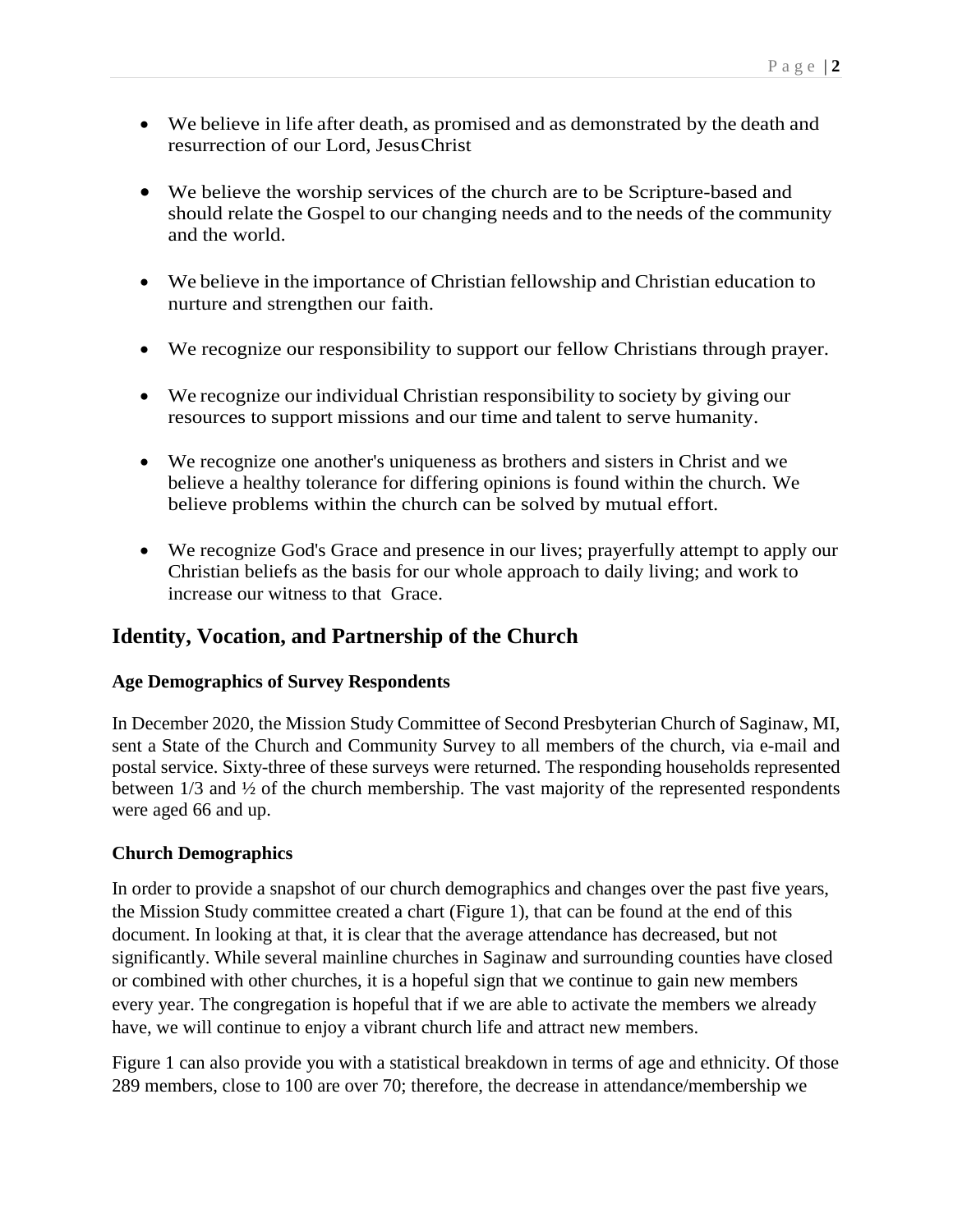- We believe in life after death, as promised and as demonstrated by the death and resurrection of our Lord, Jesus Christ

- We believe the worship services of the church are to be Scripture-based and should relate the Gospel to our changing needs and to the needs of the community and the world.

- We believe in the importance of Christian fellowship and Christian education to nurture and strengthen our faith.

- We recognize our responsibility to support our fellow Christians through prayer.

- We recognize our individual Christian responsibility to society by giving our resources to support missions and our time and talent to serve humanity.

- We recognize one another's uniqueness as brothers and sisters in Christ and we believe a healthy tolerance for differing opinions is found within the church. We believe problems within the church can be solved by mutual effort.

- We recognize God's Grace and presence in our lives; prayerfully attempt to apply our Christian beliefs as the basis for our whole approach to daily living; and work to increase our witness to that Grace.

## Identity, Vocation, and Partnership of the Church

### Age Demographics of Survey Respondents

In December 2020, the Mission Study Committee of Second Presbyterian Church of Saginaw, MI, sent a State of the Church and Community Survey to all members of the church, via e-mail and postal service. Sixty-three of these surveys were returned. The responding households represented between 1/3 and ½ of the church membership. The vast majority of the represented respondents were aged 66 and up.

### Church Demographics

In order to provide a snapshot of our church demographics and changes over the past five years, the Mission Study committee created a chart (Figure 1), that can be found at the end of this document. In looking at that, it is clear that the average attendance has decreased, but not significantly. While several mainline churches in Saginaw and surrounding counties have closed or combined with other churches, it is a hopeful sign that we continue to gain new members every year. The congregation is hopeful that if we are able to activate the members we already have, we will continue to enjoy a vibrant church life and attract new members.

Figure 1 can also provide you with a statistical breakdown in terms of age and ethnicity. Of those 289 members, close to 100 are over 70; therefore, the decrease in attendance/membership we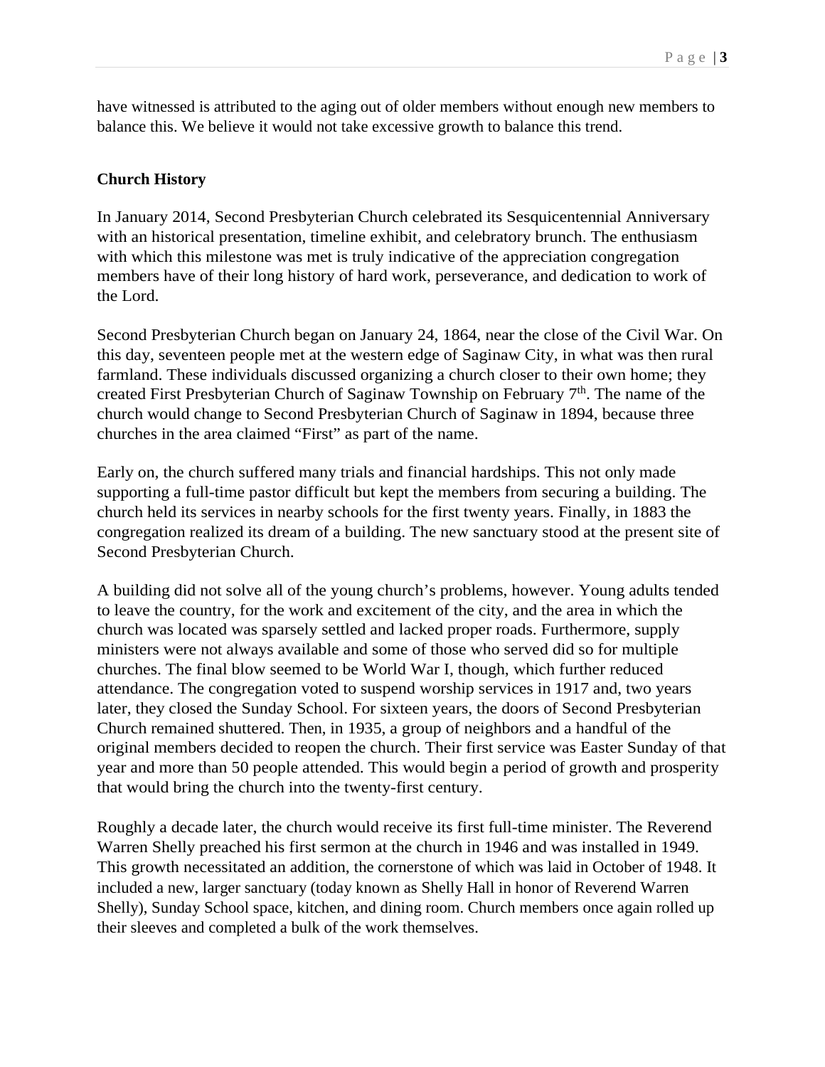have witnessed is attributed to the aging out of older members without enough new members to balance this. We believe it would not take excessive growth to balance this trend.

**Church History**

In January 2014, Second Presbyterian Church celebrated its Sesquicentennial Anniversary with an historical presentation, timeline exhibit, and celebratory brunch. The enthusiasm with which this milestone was met is truly indicative of the appreciation congregation members have of their long history of hard work, perseverance, and dedication to work of the Lord.

Second Presbyterian Church began on January 24, 1864, near the close of the Civil War. On this day, seventeen people met at the western edge of Saginaw City, in what was then rural farmland. These individuals discussed organizing a church closer to their own home; they created First Presbyterian Church of Saginaw Township on February 7th. The name of the church would change to Second Presbyterian Church of Saginaw in 1894, because three churches in the area claimed "First" as part of the name.

Early on, the church suffered many trials and financial hardships. This not only made supporting a full-time pastor difficult but kept the members from securing a building. The church held its services in nearby schools for the first twenty years. Finally, in 1883 the congregation realized its dream of a building. The new sanctuary stood at the present site of Second Presbyterian Church.

A building did not solve all of the young church's problems, however. Young adults tended to leave the country, for the work and excitement of the city, and the area in which the church was located was sparsely settled and lacked proper roads. Furthermore, supply ministers were not always available and some of those who served did so for multiple churches. The final blow seemed to be World War I, though, which further reduced attendance. The congregation voted to suspend worship services in 1917 and, two years later, they closed the Sunday School. For sixteen years, the doors of Second Presbyterian Church remained shuttered. Then, in 1935, a group of neighbors and a handful of the original members decided to reopen the church. Their first service was Easter Sunday of that year and more than 50 people attended. This would begin a period of growth and prosperity that would bring the church into the twenty-first century.

Roughly a decade later, the church would receive its first full-time minister. The Reverend Warren Shelly preached his first sermon at the church in 1946 and was installed in 1949. This growth necessitated an addition, the cornerstone of which was laid in October of 1948. It included a new, larger sanctuary (today known as Shelly Hall in honor of Reverend Warren Shelly), Sunday School space, kitchen, and dining room. Church members once again rolled up their sleeves and completed a bulk of the work themselves.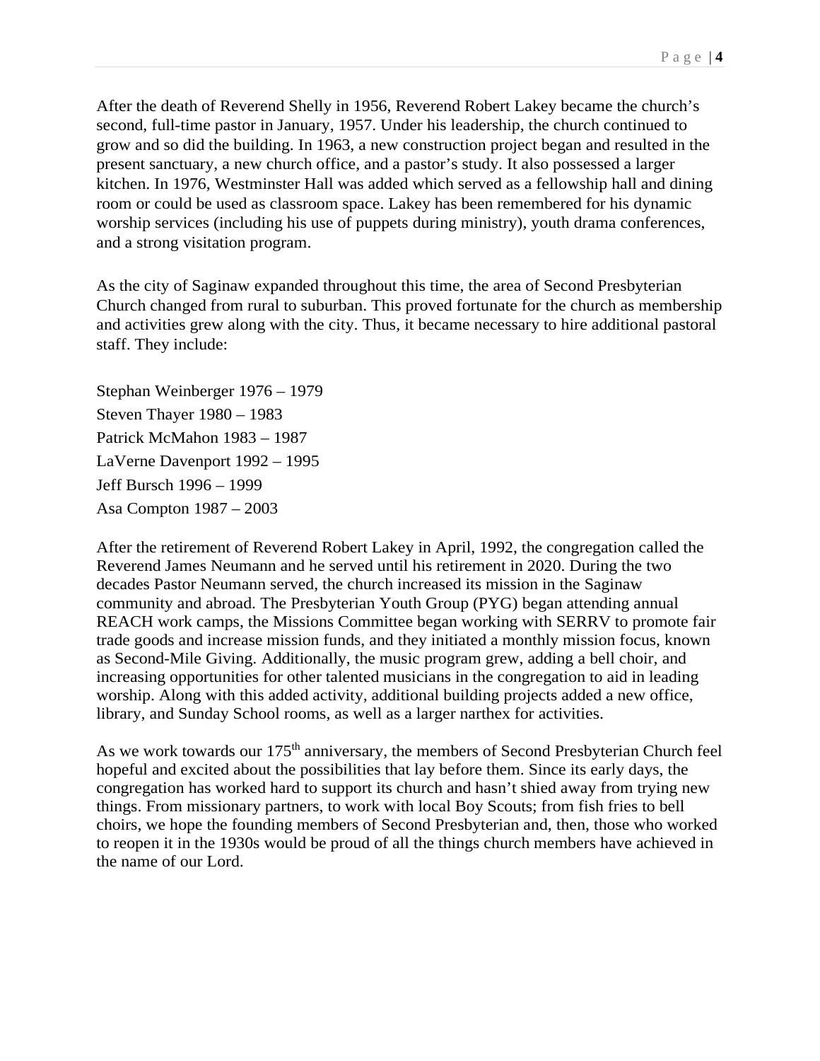After the death of Reverend Shelly in 1956, Reverend Robert Lakey became the church's second, full-time pastor in January, 1957. Under his leadership, the church continued to grow and so did the building. In 1963, a new construction project began and resulted in the present sanctuary, a new church office, and a pastor's study. It also possessed a larger kitchen. In 1976, Westminster Hall was added which served as a fellowship hall and dining room or could be used as classroom space. Lakey has been remembered for his dynamic worship services (including his use of puppets during ministry), youth drama conferences, and a strong visitation program.

As the city of Saginaw expanded throughout this time, the area of Second Presbyterian Church changed from rural to suburban. This proved fortunate for the church as membership and activities grew along with the city. Thus, it became necessary to hire additional pastoral staff. They include:

Stephan Weinberger 1976 – 1979
Steven Thayer 1980 – 1983
Patrick McMahon 1983 – 1987
LaVerne Davenport 1992 – 1995
Jeff Bursch 1996 – 1999
Asa Compton 1987 – 2003

After the retirement of Reverend Robert Lakey in April, 1992, the congregation called the Reverend James Neumann and he served until his retirement in 2020. During the two decades Pastor Neumann served, the church increased its mission in the Saginaw community and abroad. The Presbyterian Youth Group (PYG) began attending annual REACH work camps, the Missions Committee began working with SERRV to promote fair trade goods and increase mission funds, and they initiated a monthly mission focus, known as Second-Mile Giving. Additionally, the music program grew, adding a bell choir, and increasing opportunities for other talented musicians in the congregation to aid in leading worship. Along with this added activity, additional building projects added a new office, library, and Sunday School rooms, as well as a larger narthex for activities.

As we work towards our 175th anniversary, the members of Second Presbyterian Church feel hopeful and excited about the possibilities that lay before them. Since its early days, the congregation has worked hard to support its church and hasn't shied away from trying new things. From missionary partners, to work with local Boy Scouts; from fish fries to bell choirs, we hope the founding members of Second Presbyterian and, then, those who worked to reopen it in the 1930s would be proud of all the things church members have achieved in the name of our Lord.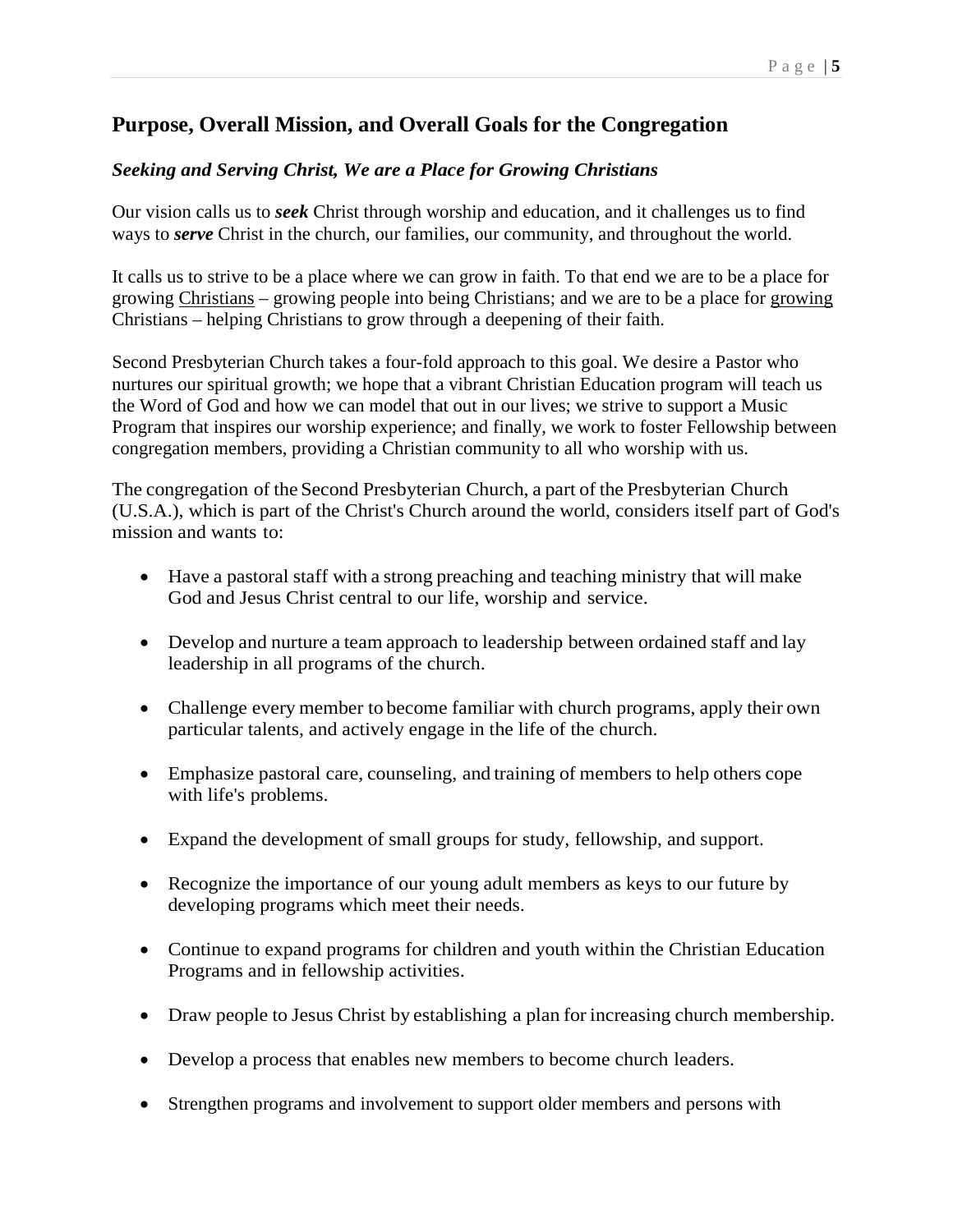## Purpose, Overall Mission, and Overall Goals for the Congregation

### *Seeking and Serving Christ, We are a Place for Growing Christians*

Our vision calls us to ***seek*** Christ through worship and education, and it challenges us to find ways to ***serve*** Christ in the church, our families, our community, and throughout the world.

It calls us to strive to be a place where we can grow in faith. To that end we are to be a place for growing <u>Christians</u> – growing people into being Christians; and we are to be a place for <u>growing</u> Christians – helping Christians to grow through a deepening of their faith.

Second Presbyterian Church takes a four-fold approach to this goal. We desire a Pastor who nurtures our spiritual growth; we hope that a vibrant Christian Education program will teach us the Word of God and how we can model that out in our lives; we strive to support a Music Program that inspires our worship experience; and finally, we work to foster Fellowship between congregation members, providing a Christian community to all who worship with us.

The congregation of the Second Presbyterian Church, a part of the Presbyterian Church (U.S.A.), which is part of the Christ's Church around the world, considers itself part of God's mission and wants to:

- Have a pastoral staff with a strong preaching and teaching ministry that will make God and Jesus Christ central to our life, worship and service.
- Develop and nurture a team approach to leadership between ordained staff and lay leadership in all programs of the church.
- Challenge every member to become familiar with church programs, apply their own particular talents, and actively engage in the life of the church.
- Emphasize pastoral care, counseling, and training of members to help others cope with life's problems.
- Expand the development of small groups for study, fellowship, and support.
- Recognize the importance of our young adult members as keys to our future by developing programs which meet their needs.
- Continue to expand programs for children and youth within the Christian Education Programs and in fellowship activities.
- Draw people to Jesus Christ by establishing a plan for increasing church membership.
- Develop a process that enables new members to become church leaders.
- Strengthen programs and involvement to support older members and persons with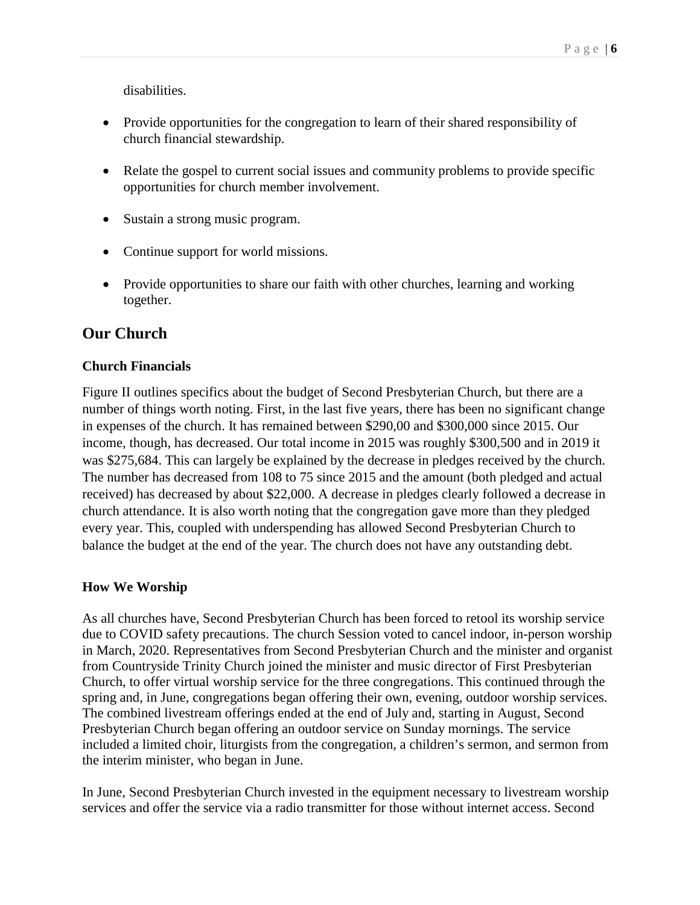disabilities.

- Provide opportunities for the congregation to learn of their shared responsibility of church financial stewardship.
- Relate the gospel to current social issues and community problems to provide specific opportunities for church member involvement.
- Sustain a strong music program.
- Continue support for world missions.
- Provide opportunities to share our faith with other churches, learning and working together.

## Our Church

### Church Financials

Figure II outlines specifics about the budget of Second Presbyterian Church, but there are a number of things worth noting. First, in the last five years, there has been no significant change in expenses of the church. It has remained between $290,00 and $300,000 since 2015. Our income, though, has decreased. Our total income in 2015 was roughly $300,500 and in 2019 it was $275,684. This can largely be explained by the decrease in pledges received by the church. The number has decreased from 108 to 75 since 2015 and the amount (both pledged and actual received) has decreased by about $22,000. A decrease in pledges clearly followed a decrease in church attendance. It is also worth noting that the congregation gave more than they pledged every year. This, coupled with underspending has allowed Second Presbyterian Church to balance the budget at the end of the year. The church does not have any outstanding debt.

### How We Worship

As all churches have, Second Presbyterian Church has been forced to retool its worship service due to COVID safety precautions. The church Session voted to cancel indoor, in-person worship in March, 2020. Representatives from Second Presbyterian Church and the minister and organist from Countryside Trinity Church joined the minister and music director of First Presbyterian Church, to offer virtual worship service for the three congregations. This continued through the spring and, in June, congregations began offering their own, evening, outdoor worship services. The combined livestream offerings ended at the end of July and, starting in August, Second Presbyterian Church began offering an outdoor service on Sunday mornings. The service included a limited choir, liturgists from the congregation, a children's sermon, and sermon from the interim minister, who began in June.

In June, Second Presbyterian Church invested in the equipment necessary to livestream worship services and offer the service via a radio transmitter for those without internet access. Second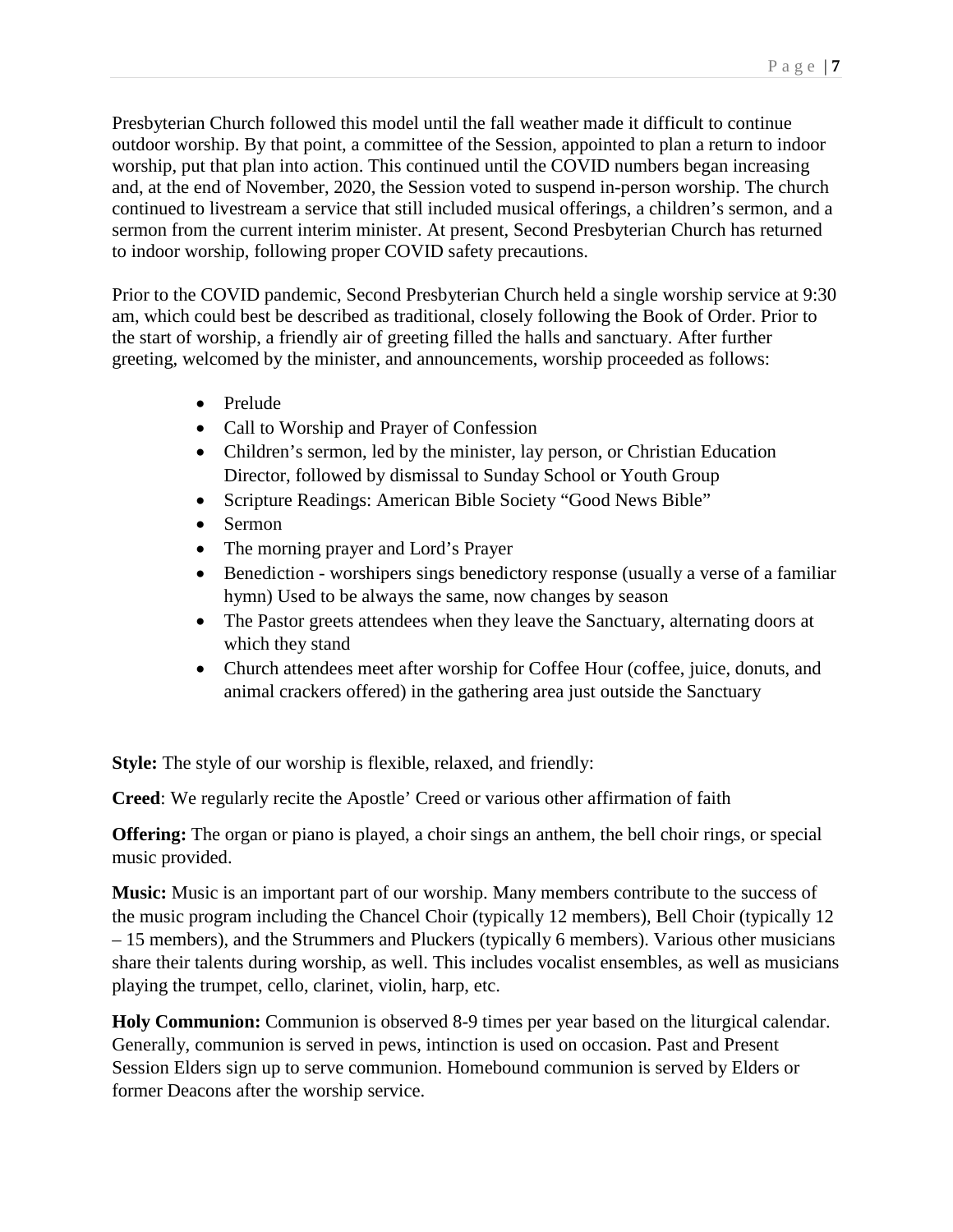Presbyterian Church followed this model until the fall weather made it difficult to continue outdoor worship. By that point, a committee of the Session, appointed to plan a return to indoor worship, put that plan into action. This continued until the COVID numbers began increasing and, at the end of November, 2020, the Session voted to suspend in-person worship. The church continued to livestream a service that still included musical offerings, a children's sermon, and a sermon from the current interim minister. At present, Second Presbyterian Church has returned to indoor worship, following proper COVID safety precautions.

Prior to the COVID pandemic, Second Presbyterian Church held a single worship service at 9:30 am, which could best be described as traditional, closely following the Book of Order. Prior to the start of worship, a friendly air of greeting filled the halls and sanctuary. After further greeting, welcomed by the minister, and announcements, worship proceeded as follows:

- Prelude
- Call to Worship and Prayer of Confession
- Children's sermon, led by the minister, lay person, or Christian Education Director, followed by dismissal to Sunday School or Youth Group
- Scripture Readings: American Bible Society "Good News Bible"
- Sermon
- The morning prayer and Lord's Prayer
- Benediction - worshipers sings benedictory response (usually a verse of a familiar hymn) Used to be always the same, now changes by season
- The Pastor greets attendees when they leave the Sanctuary, alternating doors at which they stand
- Church attendees meet after worship for Coffee Hour (coffee, juice, donuts, and animal crackers offered) in the gathering area just outside the Sanctuary

**Style:** The style of our worship is flexible, relaxed, and friendly:

**Creed**: We regularly recite the Apostle' Creed or various other affirmation of faith

**Offering:** The organ or piano is played, a choir sings an anthem, the bell choir rings, or special music provided.

**Music:** Music is an important part of our worship. Many members contribute to the success of the music program including the Chancel Choir (typically 12 members), Bell Choir (typically 12 – 15 members), and the Strummers and Pluckers (typically 6 members). Various other musicians share their talents during worship, as well. This includes vocalist ensembles, as well as musicians playing the trumpet, cello, clarinet, violin, harp, etc.

**Holy Communion:** Communion is observed 8-9 times per year based on the liturgical calendar. Generally, communion is served in pews, intinction is used on occasion. Past and Present Session Elders sign up to serve communion. Homebound communion is served by Elders or former Deacons after the worship service.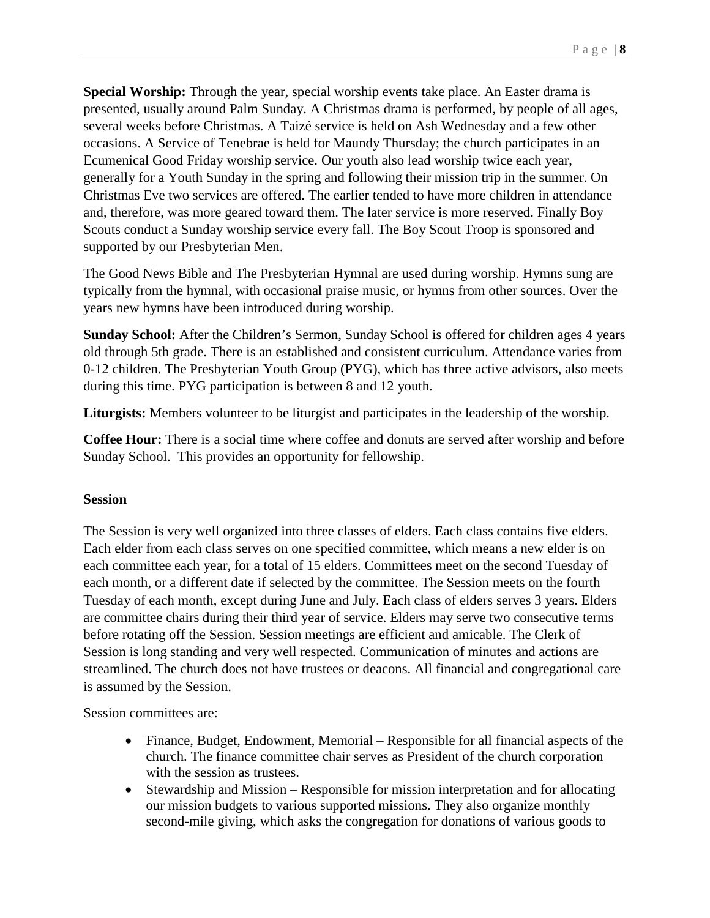**Special Worship:** Through the year, special worship events take place. An Easter drama is presented, usually around Palm Sunday. A Christmas drama is performed, by people of all ages, several weeks before Christmas. A Taizé service is held on Ash Wednesday and a few other occasions. A Service of Tenebrae is held for Maundy Thursday; the church participates in an Ecumenical Good Friday worship service. Our youth also lead worship twice each year, generally for a Youth Sunday in the spring and following their mission trip in the summer. On Christmas Eve two services are offered. The earlier tended to have more children in attendance and, therefore, was more geared toward them. The later service is more reserved. Finally Boy Scouts conduct a Sunday worship service every fall. The Boy Scout Troop is sponsored and supported by our Presbyterian Men.

The Good News Bible and The Presbyterian Hymnal are used during worship. Hymns sung are typically from the hymnal, with occasional praise music, or hymns from other sources. Over the years new hymns have been introduced during worship.

**Sunday School:** After the Children's Sermon, Sunday School is offered for children ages 4 years old through 5th grade. There is an established and consistent curriculum. Attendance varies from 0-12 children. The Presbyterian Youth Group (PYG), which has three active advisors, also meets during this time. PYG participation is between 8 and 12 youth.

**Liturgists:** Members volunteer to be liturgist and participates in the leadership of the worship.

**Coffee Hour:** There is a social time where coffee and donuts are served after worship and before Sunday School. This provides an opportunity for fellowship.

**Session**

The Session is very well organized into three classes of elders. Each class contains five elders. Each elder from each class serves on one specified committee, which means a new elder is on each committee each year, for a total of 15 elders. Committees meet on the second Tuesday of each month, or a different date if selected by the committee. The Session meets on the fourth Tuesday of each month, except during June and July. Each class of elders serves 3 years. Elders are committee chairs during their third year of service. Elders may serve two consecutive terms before rotating off the Session. Session meetings are efficient and amicable. The Clerk of Session is long standing and very well respected. Communication of minutes and actions are streamlined. The church does not have trustees or deacons. All financial and congregational care is assumed by the Session.

Session committees are:

- Finance, Budget, Endowment, Memorial – Responsible for all financial aspects of the church. The finance committee chair serves as President of the church corporation with the session as trustees.
- Stewardship and Mission – Responsible for mission interpretation and for allocating our mission budgets to various supported missions. They also organize monthly second-mile giving, which asks the congregation for donations of various goods to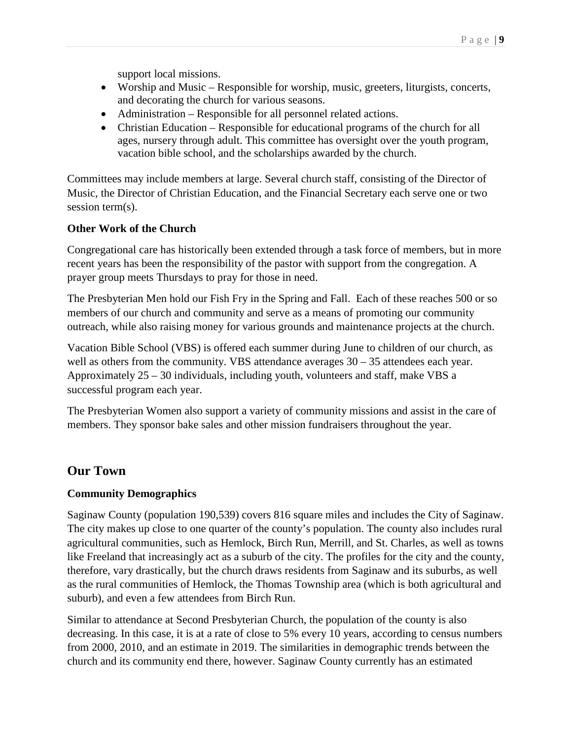support local missions.

- Worship and Music – Responsible for worship, music, greeters, liturgists, concerts, and decorating the church for various seasons.
- Administration – Responsible for all personnel related actions.
- Christian Education – Responsible for educational programs of the church for all ages, nursery through adult. This committee has oversight over the youth program, vacation bible school, and the scholarships awarded by the church.

Committees may include members at large. Several church staff, consisting of the Director of Music, the Director of Christian Education, and the Financial Secretary each serve one or two session term(s).

**Other Work of the Church**

Congregational care has historically been extended through a task force of members, but in more recent years has been the responsibility of the pastor with support from the congregation. A prayer group meets Thursdays to pray for those in need.

The Presbyterian Men hold our Fish Fry in the Spring and Fall. Each of these reaches 500 or so members of our church and community and serve as a means of promoting our community outreach, while also raising money for various grounds and maintenance projects at the church.

Vacation Bible School (VBS) is offered each summer during June to children of our church, as well as others from the community. VBS attendance averages 30 – 35 attendees each year. Approximately 25 – 30 individuals, including youth, volunteers and staff, make VBS a successful program each year.

The Presbyterian Women also support a variety of community missions and assist in the care of members. They sponsor bake sales and other mission fundraisers throughout the year.

## Our Town

**Community Demographics**

Saginaw County (population 190,539) covers 816 square miles and includes the City of Saginaw. The city makes up close to one quarter of the county's population. The county also includes rural agricultural communities, such as Hemlock, Birch Run, Merrill, and St. Charles, as well as towns like Freeland that increasingly act as a suburb of the city. The profiles for the city and the county, therefore, vary drastically, but the church draws residents from Saginaw and its suburbs, as well as the rural communities of Hemlock, the Thomas Township area (which is both agricultural and suburb), and even a few attendees from Birch Run.

Similar to attendance at Second Presbyterian Church, the population of the county is also decreasing. In this case, it is at a rate of close to 5% every 10 years, according to census numbers from 2000, 2010, and an estimate in 2019. The similarities in demographic trends between the church and its community end there, however. Saginaw County currently has an estimated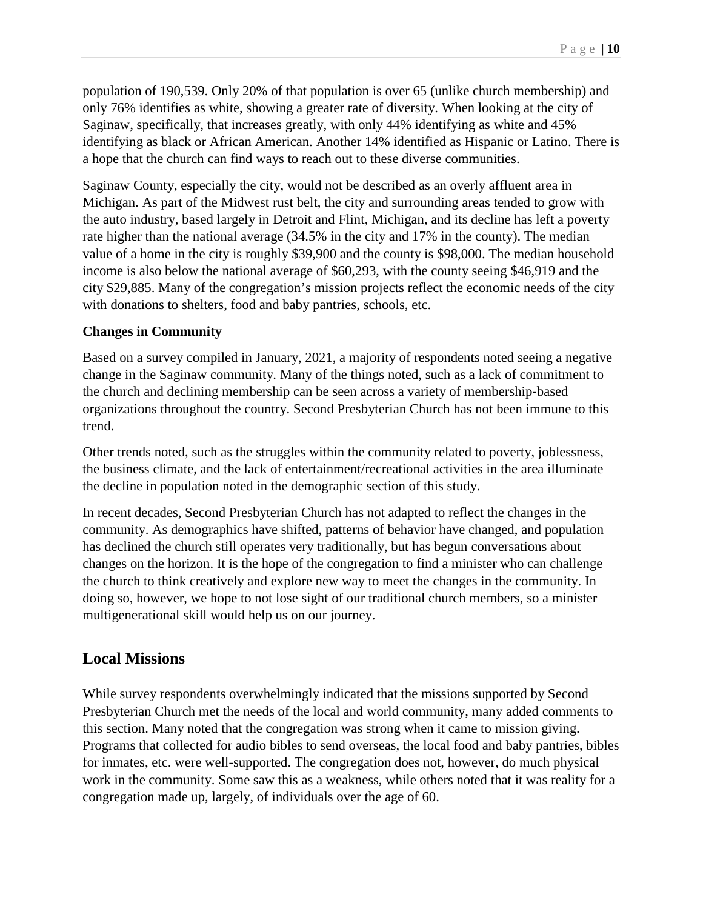population of 190,539. Only 20% of that population is over 65 (unlike church membership) and only 76% identifies as white, showing a greater rate of diversity. When looking at the city of Saginaw, specifically, that increases greatly, with only 44% identifying as white and 45% identifying as black or African American. Another 14% identified as Hispanic or Latino. There is a hope that the church can find ways to reach out to these diverse communities.

Saginaw County, especially the city, would not be described as an overly affluent area in Michigan. As part of the Midwest rust belt, the city and surrounding areas tended to grow with the auto industry, based largely in Detroit and Flint, Michigan, and its decline has left a poverty rate higher than the national average (34.5% in the city and 17% in the county). The median value of a home in the city is roughly $39,900 and the county is $98,000. The median household income is also below the national average of $60,293, with the county seeing $46,919 and the city $29,885. Many of the congregation's mission projects reflect the economic needs of the city with donations to shelters, food and baby pantries, schools, etc.

**Changes in Community**

Based on a survey compiled in January, 2021, a majority of respondents noted seeing a negative change in the Saginaw community. Many of the things noted, such as a lack of commitment to the church and declining membership can be seen across a variety of membership-based organizations throughout the country. Second Presbyterian Church has not been immune to this trend.

Other trends noted, such as the struggles within the community related to poverty, joblessness, the business climate, and the lack of entertainment/recreational activities in the area illuminate the decline in population noted in the demographic section of this study.

In recent decades, Second Presbyterian Church has not adapted to reflect the changes in the community. As demographics have shifted, patterns of behavior have changed, and population has declined the church still operates very traditionally, but has begun conversations about changes on the horizon. It is the hope of the congregation to find a minister who can challenge the church to think creatively and explore new way to meet the changes in the community. In doing so, however, we hope to not lose sight of our traditional church members, so a minister multigenerational skill would help us on our journey.

## Local Missions

While survey respondents overwhelmingly indicated that the missions supported by Second Presbyterian Church met the needs of the local and world community, many added comments to this section. Many noted that the congregation was strong when it came to mission giving. Programs that collected for audio bibles to send overseas, the local food and baby pantries, bibles for inmates, etc. were well-supported. The congregation does not, however, do much physical work in the community. Some saw this as a weakness, while others noted that it was reality for a congregation made up, largely, of individuals over the age of 60.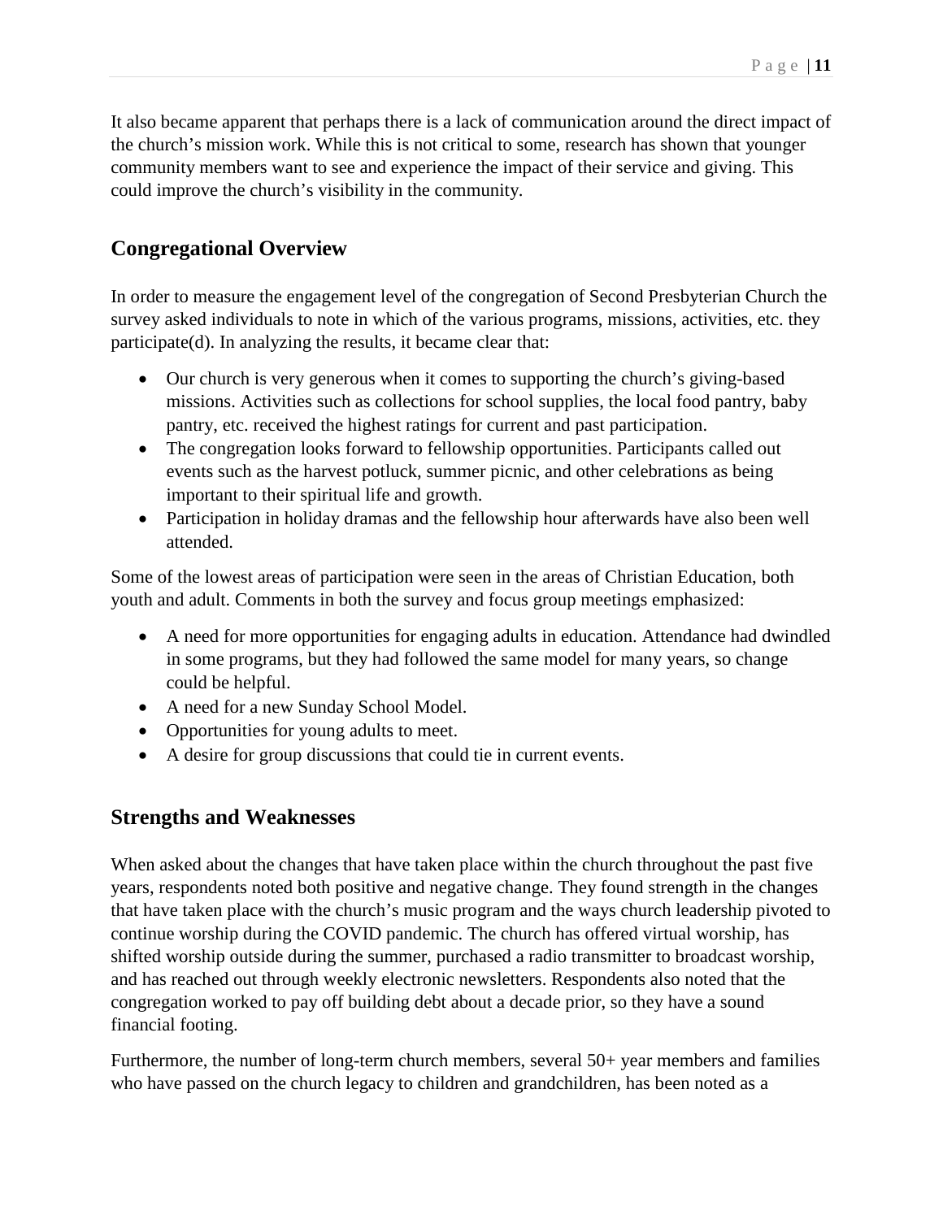It also became apparent that perhaps there is a lack of communication around the direct impact of the church's mission work. While this is not critical to some, research has shown that younger community members want to see and experience the impact of their service and giving. This could improve the church's visibility in the community.

## Congregational Overview

In order to measure the engagement level of the congregation of Second Presbyterian Church the survey asked individuals to note in which of the various programs, missions, activities, etc. they participate(d). In analyzing the results, it became clear that:

- Our church is very generous when it comes to supporting the church's giving-based missions. Activities such as collections for school supplies, the local food pantry, baby pantry, etc. received the highest ratings for current and past participation.
- The congregation looks forward to fellowship opportunities. Participants called out events such as the harvest potluck, summer picnic, and other celebrations as being important to their spiritual life and growth.
- Participation in holiday dramas and the fellowship hour afterwards have also been well attended.

Some of the lowest areas of participation were seen in the areas of Christian Education, both youth and adult. Comments in both the survey and focus group meetings emphasized:

- A need for more opportunities for engaging adults in education. Attendance had dwindled in some programs, but they had followed the same model for many years, so change could be helpful.
- A need for a new Sunday School Model.
- Opportunities for young adults to meet.
- A desire for group discussions that could tie in current events.

## Strengths and Weaknesses

When asked about the changes that have taken place within the church throughout the past five years, respondents noted both positive and negative change. They found strength in the changes that have taken place with the church's music program and the ways church leadership pivoted to continue worship during the COVID pandemic. The church has offered virtual worship, has shifted worship outside during the summer, purchased a radio transmitter to broadcast worship, and has reached out through weekly electronic newsletters. Respondents also noted that the congregation worked to pay off building debt about a decade prior, so they have a sound financial footing.

Furthermore, the number of long-term church members, several 50+ year members and families who have passed on the church legacy to children and grandchildren, has been noted as a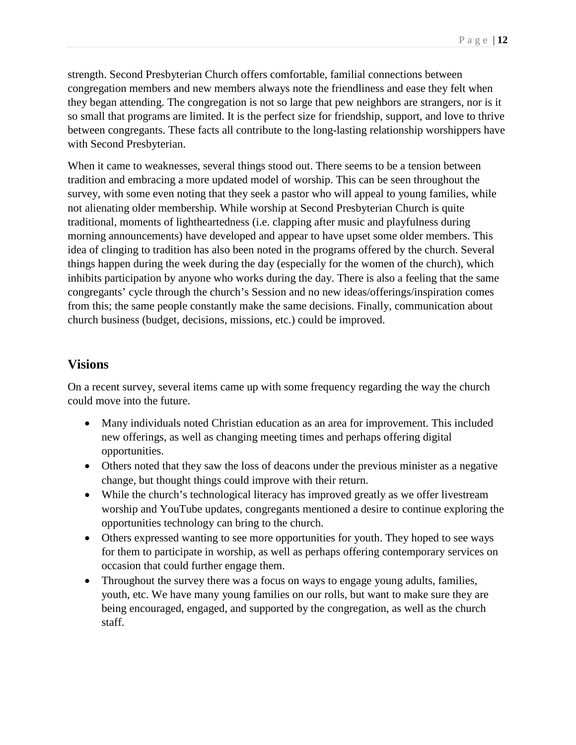strength. Second Presbyterian Church offers comfortable, familial connections between congregation members and new members always note the friendliness and ease they felt when they began attending. The congregation is not so large that pew neighbors are strangers, nor is it so small that programs are limited. It is the perfect size for friendship, support, and love to thrive between congregants. These facts all contribute to the long-lasting relationship worshippers have with Second Presbyterian.

When it came to weaknesses, several things stood out. There seems to be a tension between tradition and embracing a more updated model of worship. This can be seen throughout the survey, with some even noting that they seek a pastor who will appeal to young families, while not alienating older membership. While worship at Second Presbyterian Church is quite traditional, moments of lightheartedness (i.e. clapping after music and playfulness during morning announcements) have developed and appear to have upset some older members. This idea of clinging to tradition has also been noted in the programs offered by the church. Several things happen during the week during the day (especially for the women of the church), which inhibits participation by anyone who works during the day. There is also a feeling that the same congregants' cycle through the church's Session and no new ideas/offerings/inspiration comes from this; the same people constantly make the same decisions. Finally, communication about church business (budget, decisions, missions, etc.) could be improved.

## Visions

On a recent survey, several items came up with some frequency regarding the way the church could move into the future.

- Many individuals noted Christian education as an area for improvement. This included new offerings, as well as changing meeting times and perhaps offering digital opportunities.
- Others noted that they saw the loss of deacons under the previous minister as a negative change, but thought things could improve with their return.
- While the church's technological literacy has improved greatly as we offer livestream worship and YouTube updates, congregants mentioned a desire to continue exploring the opportunities technology can bring to the church.
- Others expressed wanting to see more opportunities for youth. They hoped to see ways for them to participate in worship, as well as perhaps offering contemporary services on occasion that could further engage them.
- Throughout the survey there was a focus on ways to engage young adults, families, youth, etc. We have many young families on our rolls, but want to make sure they are being encouraged, engaged, and supported by the congregation, as well as the church staff.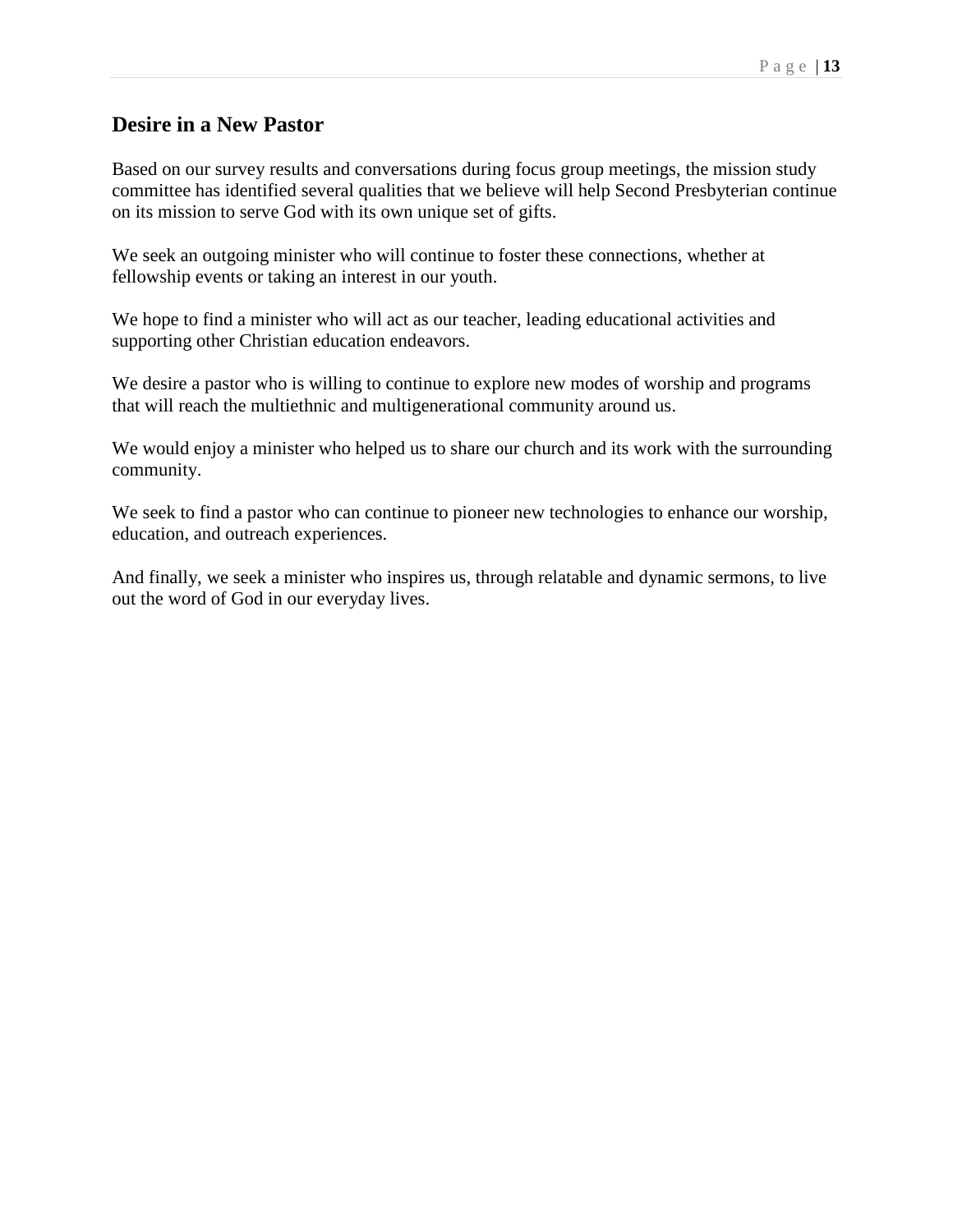## Desire in a New Pastor

Based on our survey results and conversations during focus group meetings, the mission study committee has identified several qualities that we believe will help Second Presbyterian continue on its mission to serve God with its own unique set of gifts.

We seek an outgoing minister who will continue to foster these connections, whether at fellowship events or taking an interest in our youth.

We hope to find a minister who will act as our teacher, leading educational activities and supporting other Christian education endeavors.

We desire a pastor who is willing to continue to explore new modes of worship and programs that will reach the multiethnic and multigenerational community around us.

We would enjoy a minister who helped us to share our church and its work with the surrounding community.

We seek to find a pastor who can continue to pioneer new technologies to enhance our worship, education, and outreach experiences.

And finally, we seek a minister who inspires us, through relatable and dynamic sermons, to live out the word of God in our everyday lives.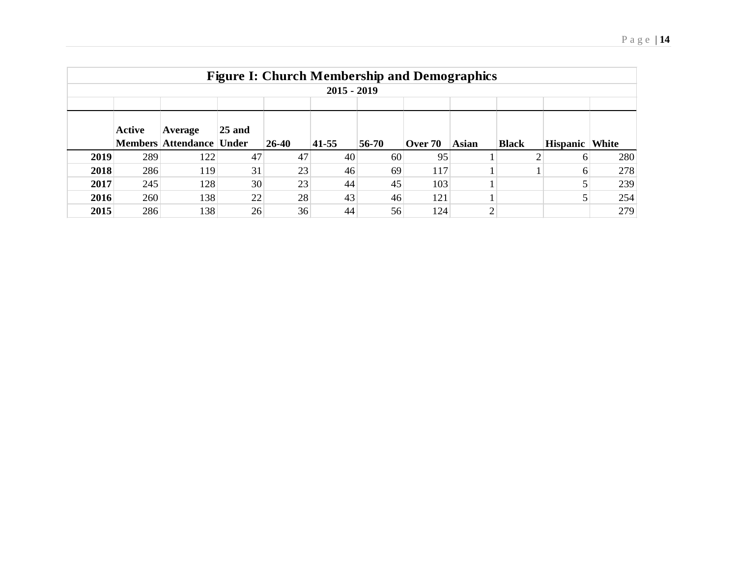**Figure I: Church Membership and Demographics**

**2015 - 2019**

| | Active Members | Average Attendance | 25 and Under | 26-40 | 41-55 | 56-70 | Over 70 | Asian | Black | Hispanic | White |
|---|---|---|---|---|---|---|---|---|---|---|---|
| **2019** | 289 | 122 | 47 | 47 | 40 | 60 | 95 | 1 | 2 | 6 | 280 |
| **2018** | 286 | 119 | 31 | 23 | 46 | 69 | 117 | 1 | 1 | 6 | 278 |
| **2017** | 245 | 128 | 30 | 23 | 44 | 45 | 103 | 1 | | 5 | 239 |
| **2016** | 260 | 138 | 22 | 28 | 43 | 46 | 121 | 1 | | 5 | 254 |
| **2015** | 286 | 138 | 26 | 36 | 44 | 56 | 124 | 2 | | | 279 |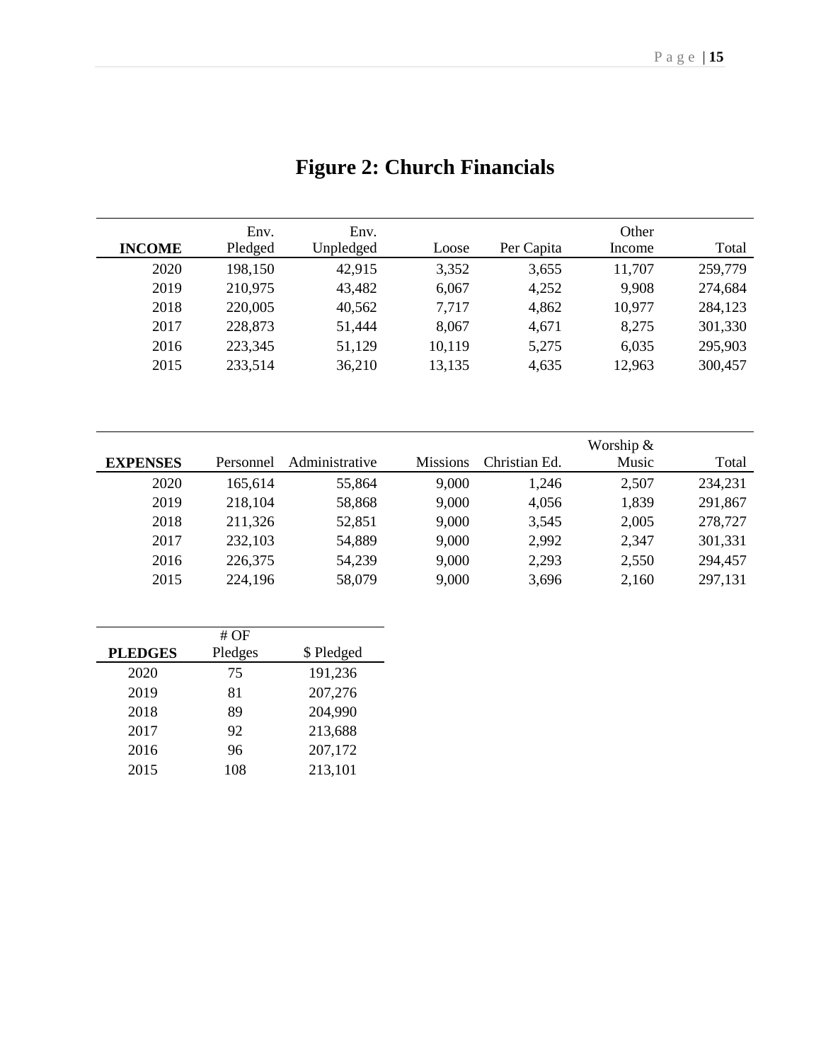# Figure 2: Church Financials

| INCOME | Env. Pledged | Env. Unpledged | Loose | Per Capita | Other Income | Total |
|---|---|---|---|---|---|---|
| 2020 | 198,150 | 42,915 | 3,352 | 3,655 | 11,707 | 259,779 |
| 2019 | 210,975 | 43,482 | 6,067 | 4,252 | 9,908 | 274,684 |
| 2018 | 220,005 | 40,562 | 7,717 | 4,862 | 10,977 | 284,123 |
| 2017 | 228,873 | 51,444 | 8,067 | 4,671 | 8,275 | 301,330 |
| 2016 | 223,345 | 51,129 | 10,119 | 5,275 | 6,035 | 295,903 |
| 2015 | 233,514 | 36,210 | 13,135 | 4,635 | 12,963 | 300,457 |

| EXPENSES | Personnel | Administrative | Missions | Christian Ed. | Worship & Music | Total |
|---|---|---|---|---|---|---|
| 2020 | 165,614 | 55,864 | 9,000 | 1,246 | 2,507 | 234,231 |
| 2019 | 218,104 | 58,868 | 9,000 | 4,056 | 1,839 | 291,867 |
| 2018 | 211,326 | 52,851 | 9,000 | 3,545 | 2,005 | 278,727 |
| 2017 | 232,103 | 54,889 | 9,000 | 2,992 | 2,347 | 301,331 |
| 2016 | 226,375 | 54,239 | 9,000 | 2,293 | 2,550 | 294,457 |
| 2015 | 224,196 | 58,079 | 9,000 | 3,696 | 2,160 | 297,131 |

| PLEDGES | # OF Pledges | $ Pledged |
|---|---|---|
| 2020 | 75 | 191,236 |
| 2019 | 81 | 207,276 |
| 2018 | 89 | 204,990 |
| 2017 | 92 | 213,688 |
| 2016 | 96 | 207,172 |
| 2015 | 108 | 213,101 |